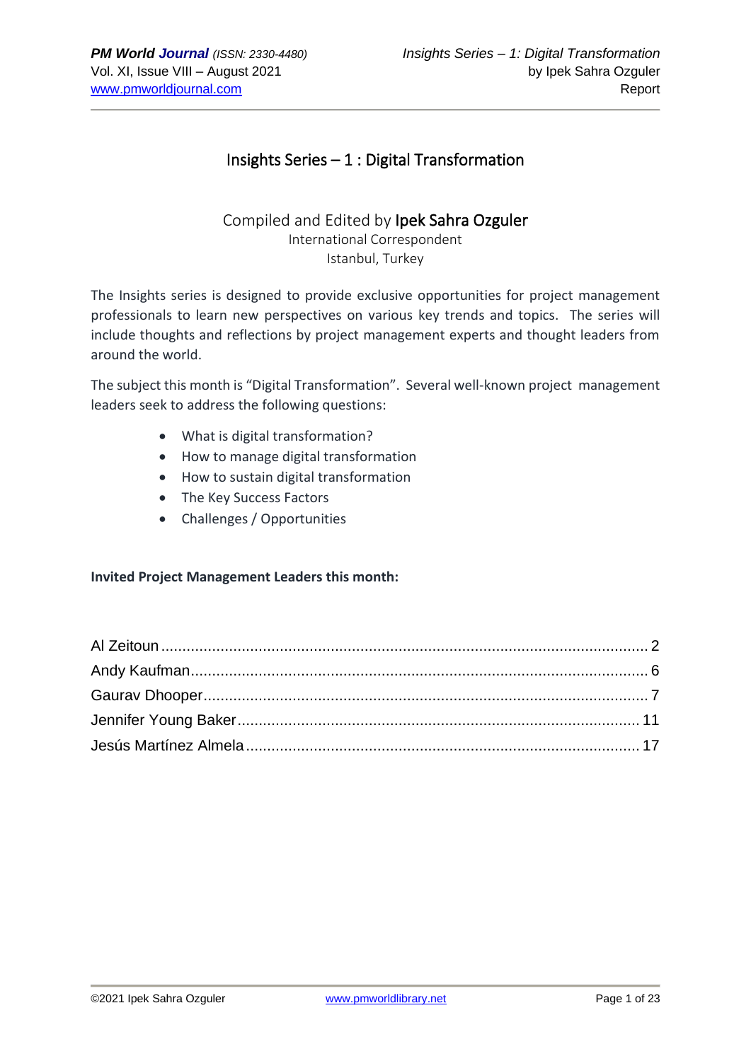# Insights Series – 1 : Digital Transformation

Compiled and Edited by **Ipek Sahra Ozguler**
International Correspondent
Istanbul, Turkey

The Insights series is designed to provide exclusive opportunities for project management professionals to learn new perspectives on various key trends and topics. The series will include thoughts and reflections by project management experts and thought leaders from around the world.

The subject this month is "Digital Transformation". Several well-known project management leaders seek to address the following questions:

- What is digital transformation?
- How to manage digital transformation
- How to sustain digital transformation
- The Key Success Factors
- Challenges / Opportunities

**Invited Project Management Leaders this month:**

Al Zeitoun ........................................ 2
Andy Kaufman ........................................ 6
Gaurav Dhooper ........................................ 7
Jennifer Young Baker ........................................ 11
Jesús Martínez Almela ........................................ 17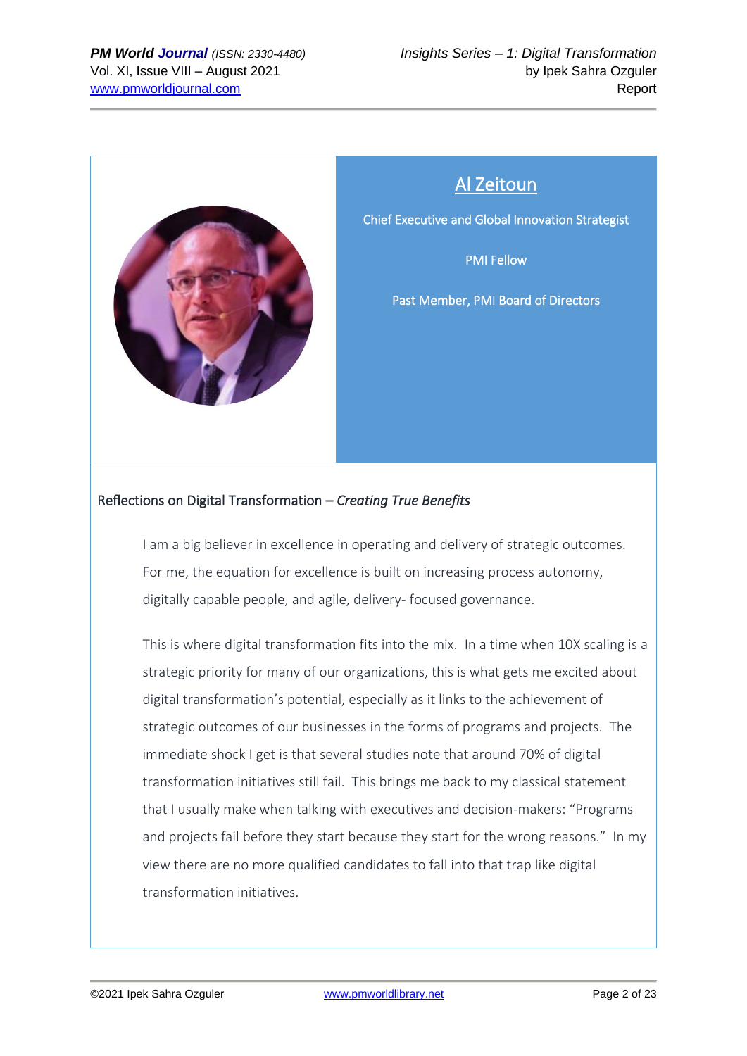## Al Zeitoun

Chief Executive and Global Innovation Strategist

PMI Fellow

Past Member, PMI Board of Directors

### Reflections on Digital Transformation – *Creating True Benefits*

I am a big believer in excellence in operating and delivery of strategic outcomes. For me, the equation for excellence is built on increasing process autonomy, digitally capable people, and agile, delivery- focused governance.

This is where digital transformation fits into the mix. In a time when 10X scaling is a strategic priority for many of our organizations, this is what gets me excited about digital transformation's potential, especially as it links to the achievement of strategic outcomes of our businesses in the forms of programs and projects. The immediate shock I get is that several studies note that around 70% of digital transformation initiatives still fail. This brings me back to my classical statement that I usually make when talking with executives and decision-makers: "Programs and projects fail before they start because they start for the wrong reasons." In my view there are no more qualified candidates to fall into that trap like digital transformation initiatives.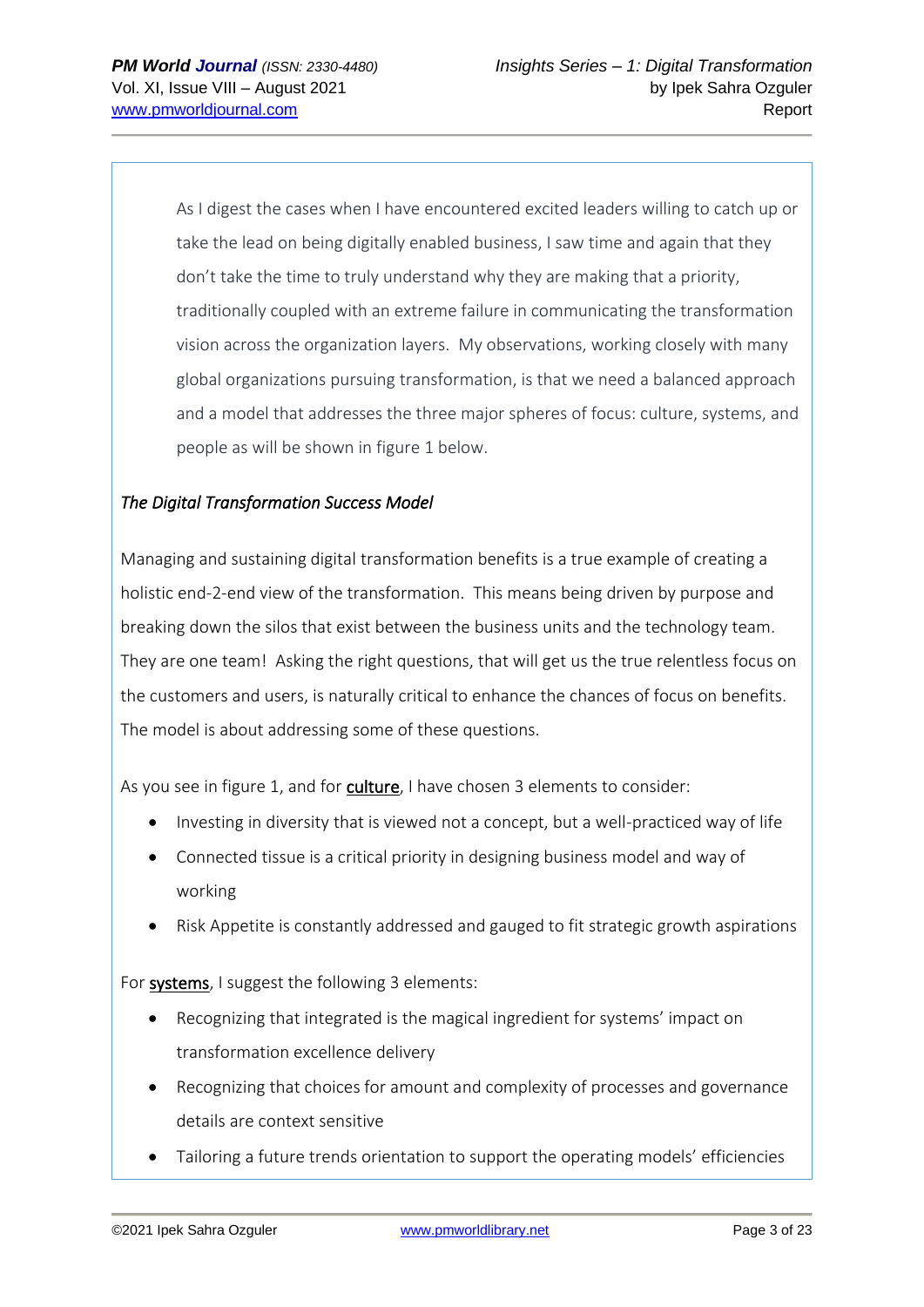As I digest the cases when I have encountered excited leaders willing to catch up or take the lead on being digitally enabled business, I saw time and again that they don't take the time to truly understand why they are making that a priority, traditionally coupled with an extreme failure in communicating the transformation vision across the organization layers. My observations, working closely with many global organizations pursuing transformation, is that we need a balanced approach and a model that addresses the three major spheres of focus: culture, systems, and people as will be shown in figure 1 below.

*The Digital Transformation Success Model*

Managing and sustaining digital transformation benefits is a true example of creating a holistic end-2-end view of the transformation. This means being driven by purpose and breaking down the silos that exist between the business units and the technology team. They are one team! Asking the right questions, that will get us the true relentless focus on the customers and users, is naturally critical to enhance the chances of focus on benefits. The model is about addressing some of these questions.

As you see in figure 1, and for **culture**, I have chosen 3 elements to consider:

- Investing in diversity that is viewed not a concept, but a well-practiced way of life
- Connected tissue is a critical priority in designing business model and way of working
- Risk Appetite is constantly addressed and gauged to fit strategic growth aspirations

For **systems**, I suggest the following 3 elements:

- Recognizing that integrated is the magical ingredient for systems' impact on transformation excellence delivery
- Recognizing that choices for amount and complexity of processes and governance details are context sensitive
- Tailoring a future trends orientation to support the operating models' efficiencies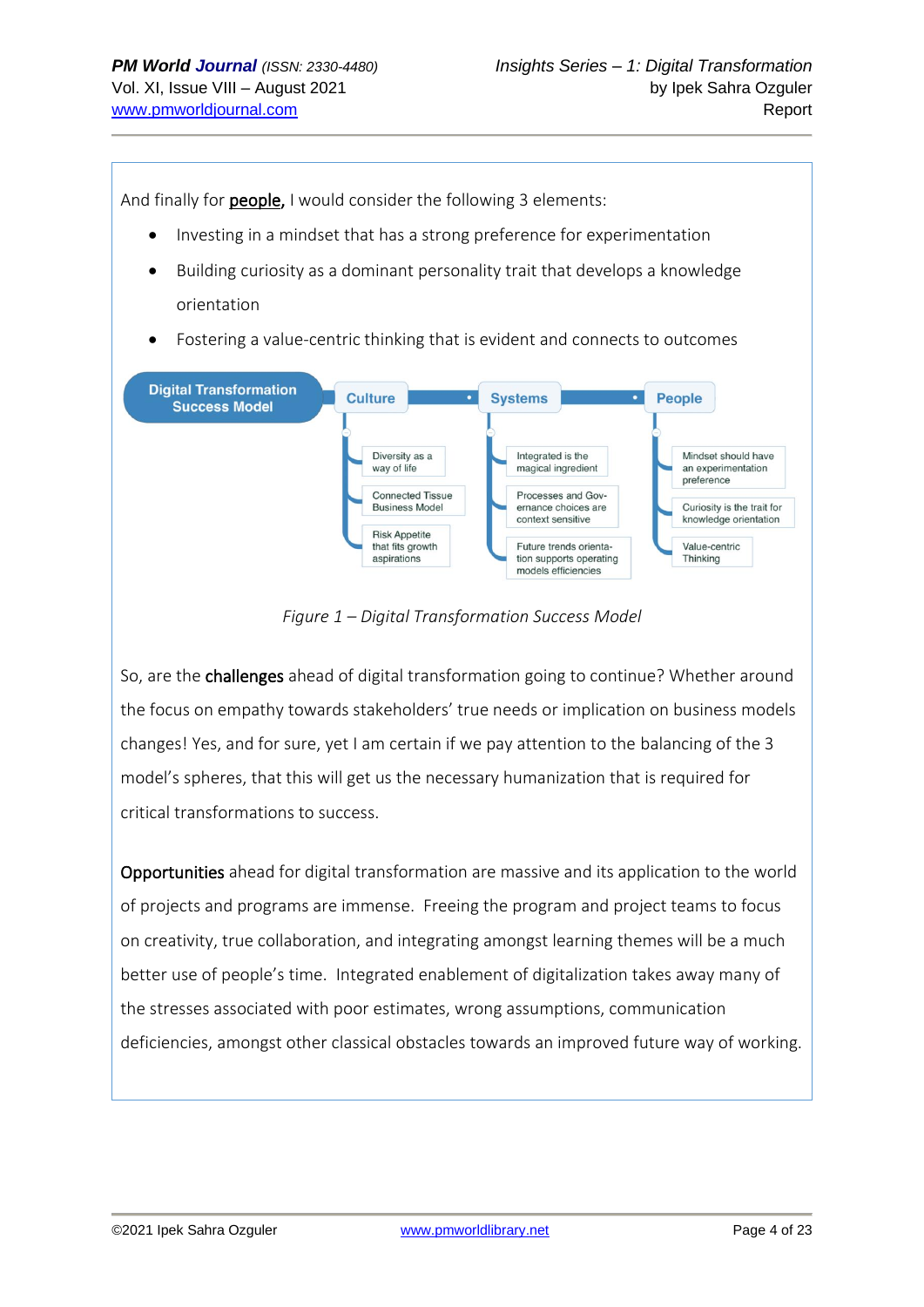And finally for **people,** I would consider the following 3 elements:

- Investing in a mindset that has a strong preference for experimentation
- Building curiosity as a dominant personality trait that develops a knowledge orientation
- Fostering a value-centric thinking that is evident and connects to outcomes

**Digital Transformation Success Model**

- **Culture**
  - Diversity as a way of life
  - Connected Tissue Business Model
  - Risk Appetite that fits growth aspirations
- **Systems**
  - Integrated is the magical ingredient
  - Processes and Governance choices are context sensitive
  - Future trends orientation supports operating models efficiencies
- **People**
  - Mindset should have an experimentation preference
  - Curiosity is the trait for knowledge orientation
  - Value-centric Thinking

*Figure 1 – Digital Transformation Success Model*

So, are the **challenges** ahead of digital transformation going to continue? Whether around the focus on empathy towards stakeholders' true needs or implication on business models changes! Yes, and for sure, yet I am certain if we pay attention to the balancing of the 3 model's spheres, that this will get us the necessary humanization that is required for critical transformations to success.

**Opportunities** ahead for digital transformation are massive and its application to the world of projects and programs are immense. Freeing the program and project teams to focus on creativity, true collaboration, and integrating amongst learning themes will be a much better use of people's time. Integrated enablement of digitalization takes away many of the stresses associated with poor estimates, wrong assumptions, communication deficiencies, amongst other classical obstacles towards an improved future way of working.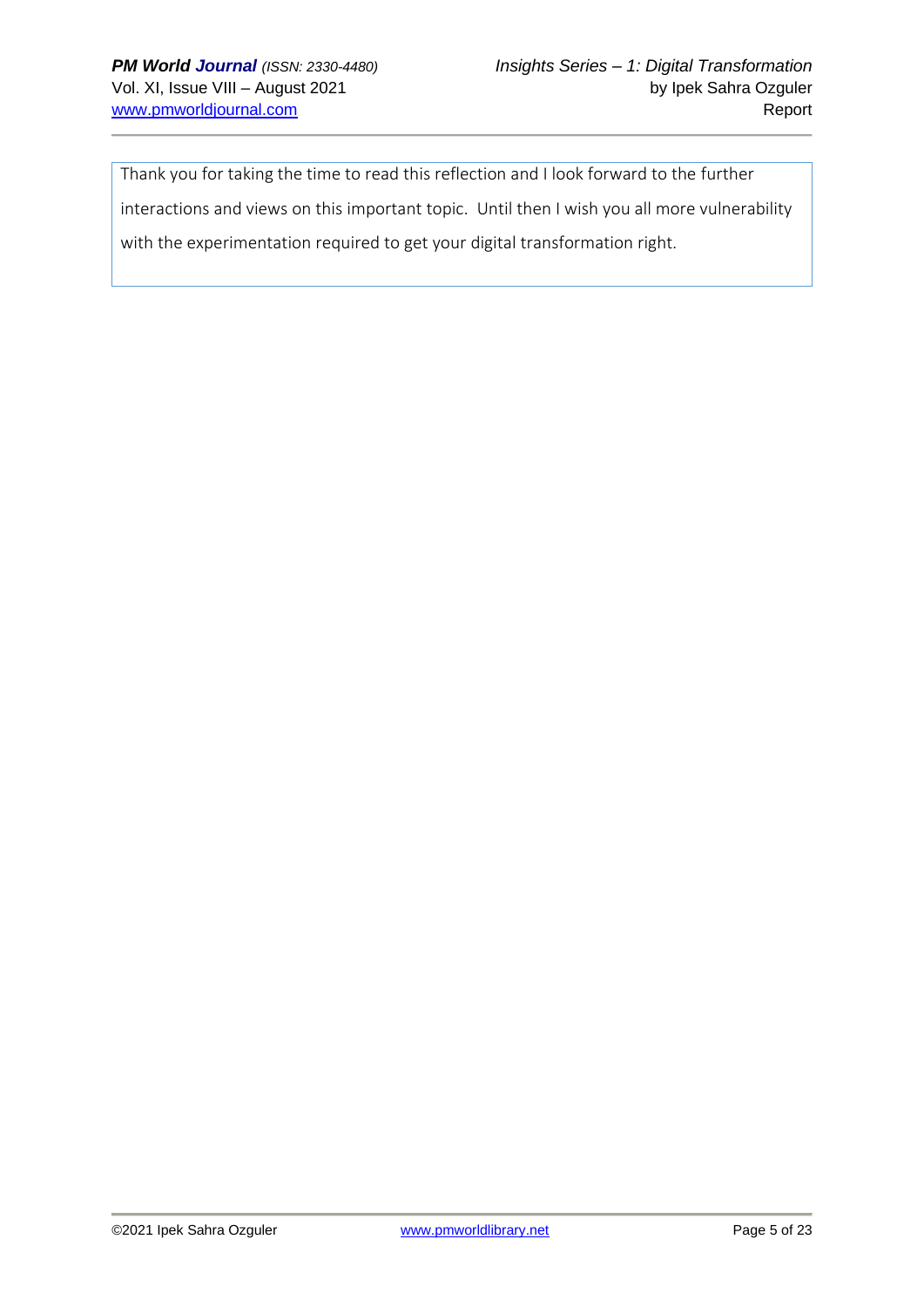Thank you for taking the time to read this reflection and I look forward to the further interactions and views on this important topic. Until then I wish you all more vulnerability with the experimentation required to get your digital transformation right.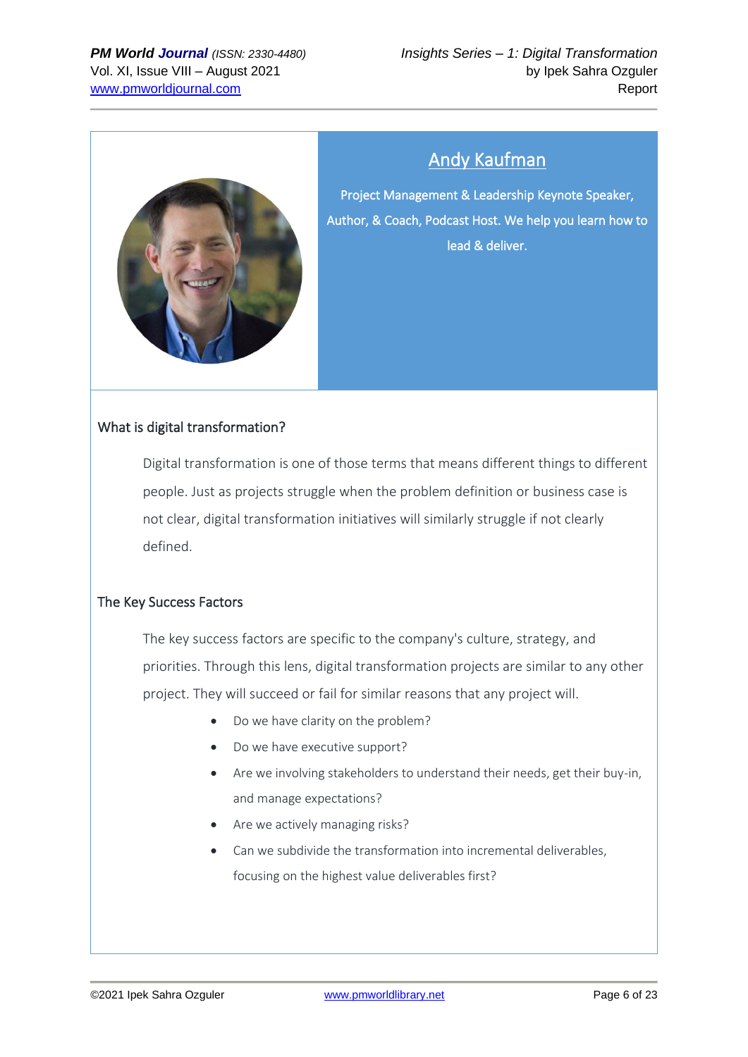## [Andy Kaufman]

Project Management & Leadership Keynote Speaker, Author, & Coach, Podcast Host. We help you learn how to lead & deliver.

### What is digital transformation?

Digital transformation is one of those terms that means different things to different people. Just as projects struggle when the problem definition or business case is not clear, digital transformation initiatives will similarly struggle if not clearly defined.

### The Key Success Factors

The key success factors are specific to the company's culture, strategy, and priorities. Through this lens, digital transformation projects are similar to any other project. They will succeed or fail for similar reasons that any project will.

- Do we have clarity on the problem?
- Do we have executive support?
- Are we involving stakeholders to understand their needs, get their buy-in, and manage expectations?
- Are we actively managing risks?
- Can we subdivide the transformation into incremental deliverables, focusing on the highest value deliverables first?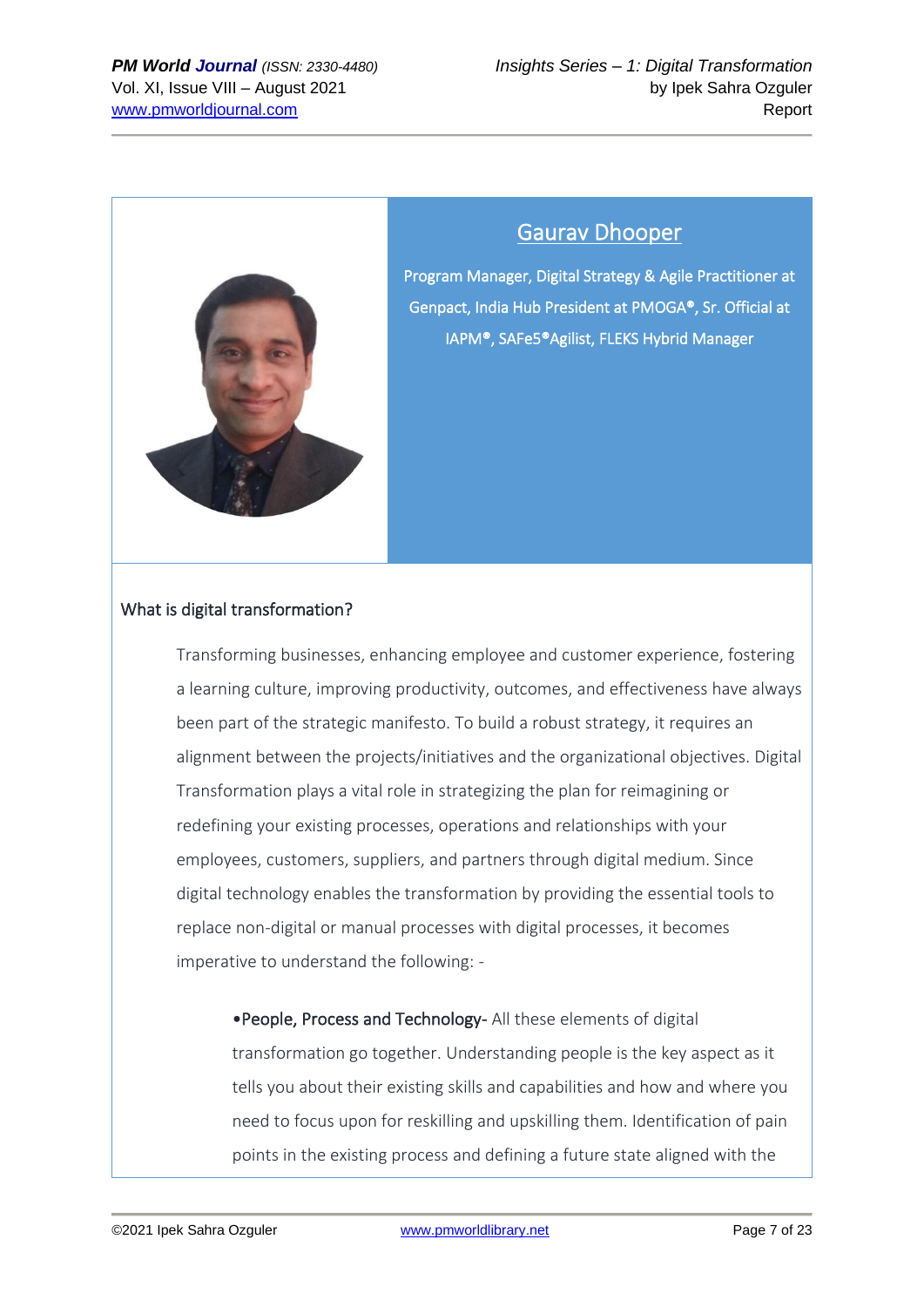## Gaurav Dhooper

Program Manager, Digital Strategy & Agile Practitioner at Genpact, India Hub President at PMOGA®, Sr. Official at IAPM®, SAFe5®Agilist, FLEKS Hybrid Manager

What is digital transformation?

Transforming businesses, enhancing employee and customer experience, fostering a learning culture, improving productivity, outcomes, and effectiveness have always been part of the strategic manifesto. To build a robust strategy, it requires an alignment between the projects/initiatives and the organizational objectives. Digital Transformation plays a vital role in strategizing the plan for reimagining or redefining your existing processes, operations and relationships with your employees, customers, suppliers, and partners through digital medium. Since digital technology enables the transformation by providing the essential tools to replace non-digital or manual processes with digital processes, it becomes imperative to understand the following: -

- **People, Process and Technology-** All these elements of digital transformation go together. Understanding people is the key aspect as it tells you about their existing skills and capabilities and how and where you need to focus upon for reskilling and upskilling them. Identification of pain points in the existing process and defining a future state aligned with the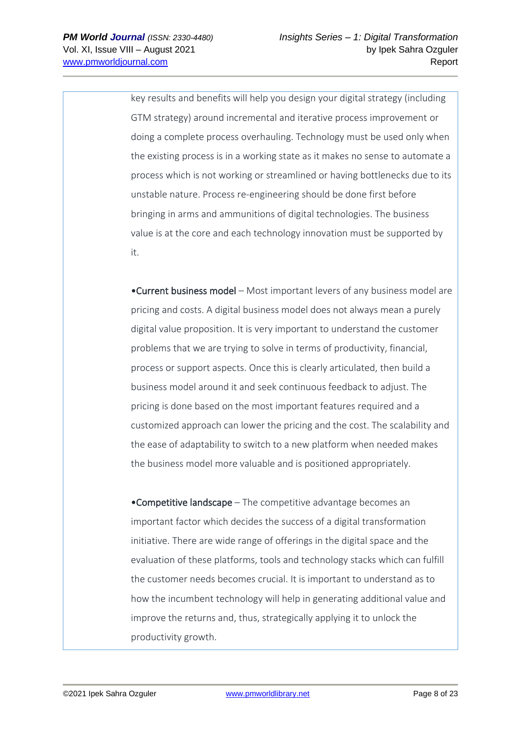key results and benefits will help you design your digital strategy (including GTM strategy) around incremental and iterative process improvement or doing a complete process overhauling. Technology must be used only when the existing process is in a working state as it makes no sense to automate a process which is not working or streamlined or having bottlenecks due to its unstable nature. Process re-engineering should be done first before bringing in arms and ammunitions of digital technologies. The business value is at the core and each technology innovation must be supported by it.

•Current business model – Most important levers of any business model are pricing and costs. A digital business model does not always mean a purely digital value proposition. It is very important to understand the customer problems that we are trying to solve in terms of productivity, financial, process or support aspects. Once this is clearly articulated, then build a business model around it and seek continuous feedback to adjust. The pricing is done based on the most important features required and a customized approach can lower the pricing and the cost. The scalability and the ease of adaptability to switch to a new platform when needed makes the business model more valuable and is positioned appropriately.

•Competitive landscape – The competitive advantage becomes an important factor which decides the success of a digital transformation initiative. There are wide range of offerings in the digital space and the evaluation of these platforms, tools and technology stacks which can fulfill the customer needs becomes crucial. It is important to understand as to how the incumbent technology will help in generating additional value and improve the returns and, thus, strategically applying it to unlock the productivity growth.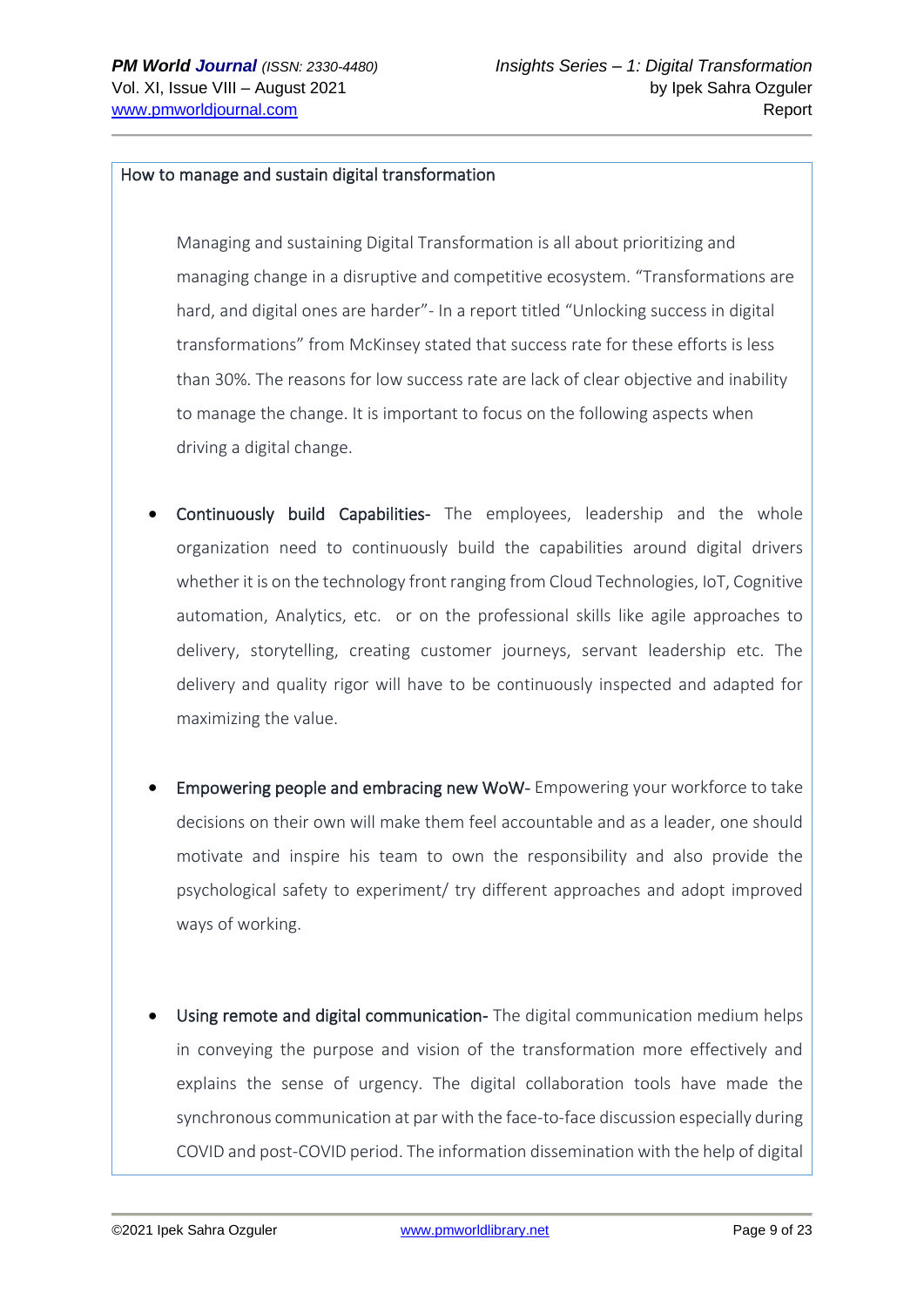How to manage and sustain digital transformation

Managing and sustaining Digital Transformation is all about prioritizing and managing change in a disruptive and competitive ecosystem. "Transformations are hard, and digital ones are harder"- In a report titled "Unlocking success in digital transformations" from McKinsey stated that success rate for these efforts is less than 30%. The reasons for low success rate are lack of clear objective and inability to manage the change. It is important to focus on the following aspects when driving a digital change.

- Continuously build Capabilities- The employees, leadership and the whole organization need to continuously build the capabilities around digital drivers whether it is on the technology front ranging from Cloud Technologies, IoT, Cognitive automation, Analytics, etc. or on the professional skills like agile approaches to delivery, storytelling, creating customer journeys, servant leadership etc. The delivery and quality rigor will have to be continuously inspected and adapted for maximizing the value.

- Empowering people and embracing new WoW- Empowering your workforce to take decisions on their own will make them feel accountable and as a leader, one should motivate and inspire his team to own the responsibility and also provide the psychological safety to experiment/ try different approaches and adopt improved ways of working.

- Using remote and digital communication- The digital communication medium helps in conveying the purpose and vision of the transformation more effectively and explains the sense of urgency. The digital collaboration tools have made the synchronous communication at par with the face-to-face discussion especially during COVID and post-COVID period. The information dissemination with the help of digital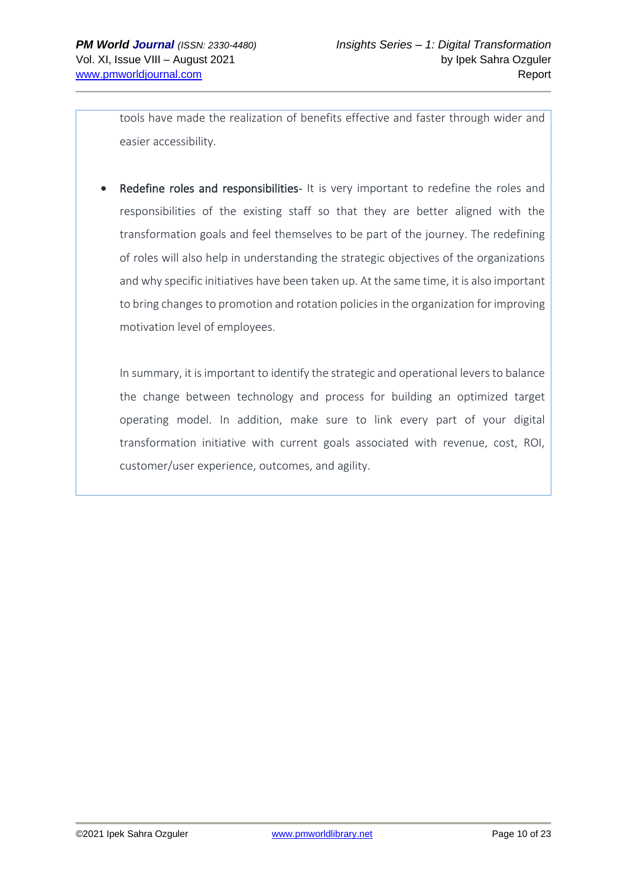tools have made the realization of benefits effective and faster through wider and easier accessibility.

- **Redefine roles and responsibilities-** It is very important to redefine the roles and responsibilities of the existing staff so that they are better aligned with the transformation goals and feel themselves to be part of the journey. The redefining of roles will also help in understanding the strategic objectives of the organizations and why specific initiatives have been taken up. At the same time, it is also important to bring changes to promotion and rotation policies in the organization for improving motivation level of employees.

In summary, it is important to identify the strategic and operational levers to balance the change between technology and process for building an optimized target operating model. In addition, make sure to link every part of your digital transformation initiative with current goals associated with revenue, cost, ROI, customer/user experience, outcomes, and agility.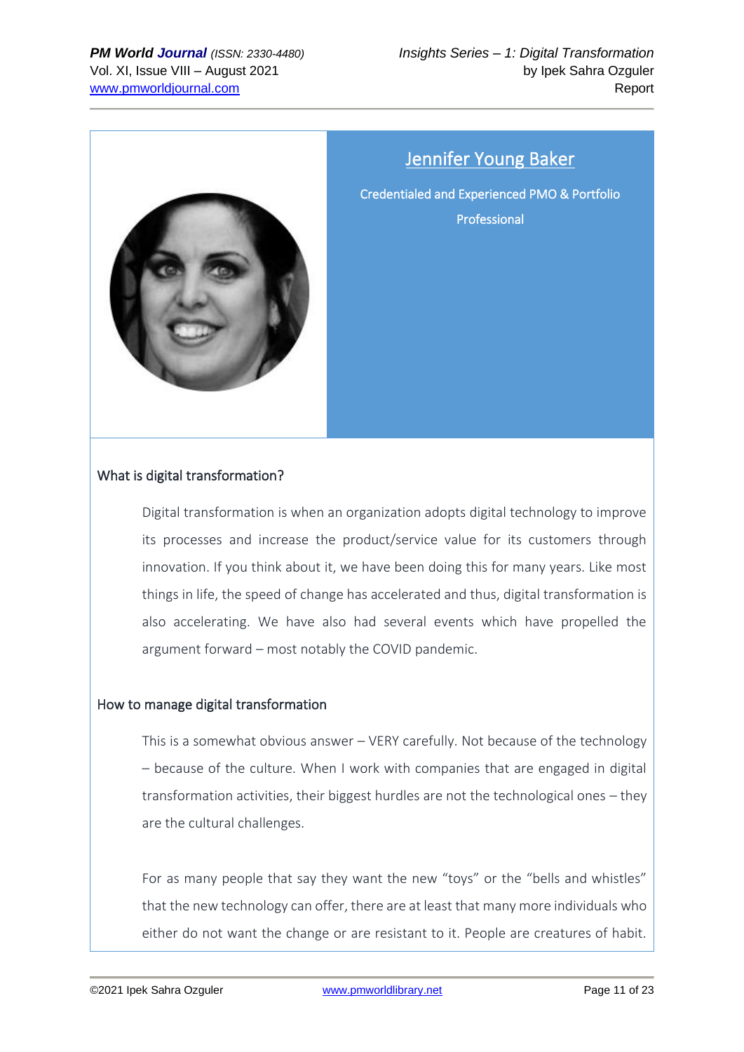## Jennifer Young Baker

Credentialed and Experienced PMO & Portfolio Professional

### What is digital transformation?

Digital transformation is when an organization adopts digital technology to improve its processes and increase the product/service value for its customers through innovation. If you think about it, we have been doing this for many years. Like most things in life, the speed of change has accelerated and thus, digital transformation is also accelerating. We have also had several events which have propelled the argument forward – most notably the COVID pandemic.

### How to manage digital transformation

This is a somewhat obvious answer – VERY carefully. Not because of the technology – because of the culture. When I work with companies that are engaged in digital transformation activities, their biggest hurdles are not the technological ones – they are the cultural challenges.

For as many people that say they want the new "toys" or the "bells and whistles" that the new technology can offer, there are at least that many more individuals who either do not want the change or are resistant to it. People are creatures of habit.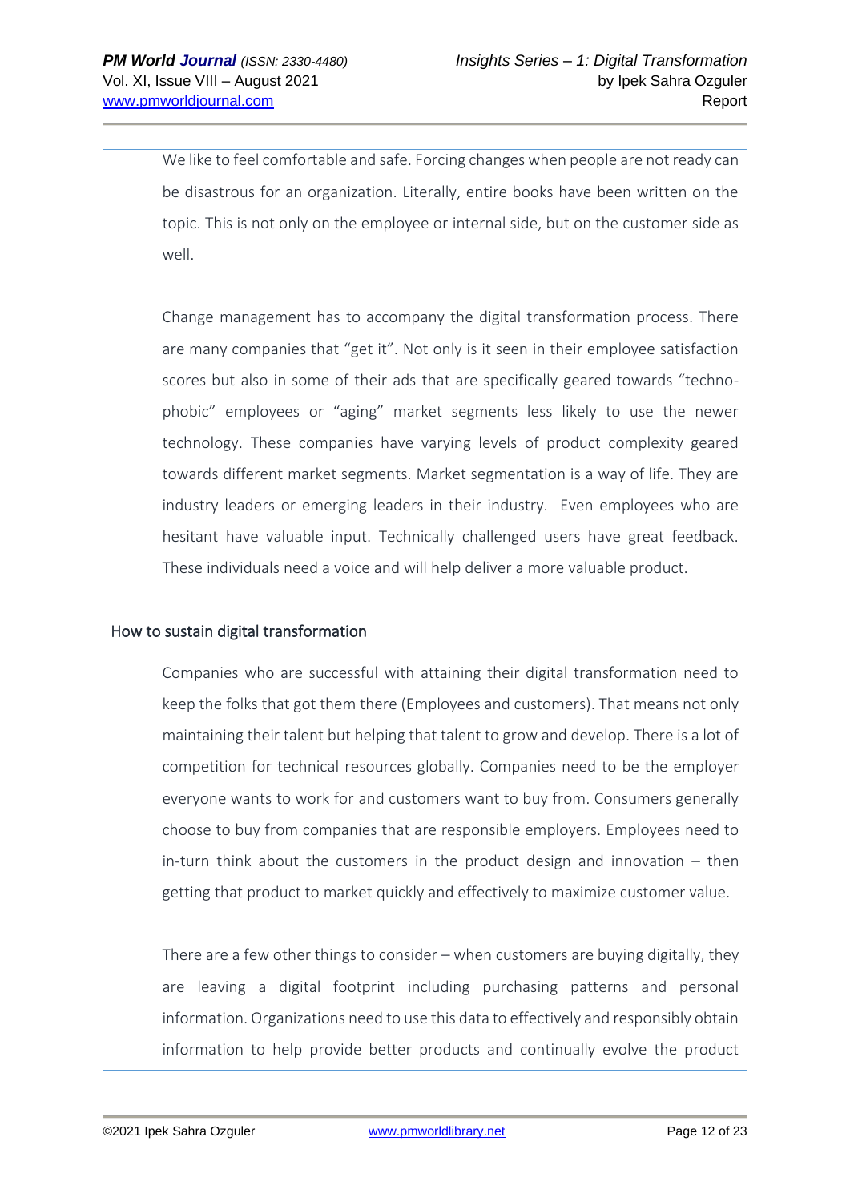We like to feel comfortable and safe. Forcing changes when people are not ready can be disastrous for an organization. Literally, entire books have been written on the topic. This is not only on the employee or internal side, but on the customer side as well.

Change management has to accompany the digital transformation process. There are many companies that "get it". Not only is it seen in their employee satisfaction scores but also in some of their ads that are specifically geared towards "techno-phobic" employees or "aging" market segments less likely to use the newer technology. These companies have varying levels of product complexity geared towards different market segments. Market segmentation is a way of life. They are industry leaders or emerging leaders in their industry. Even employees who are hesitant have valuable input. Technically challenged users have great feedback. These individuals need a voice and will help deliver a more valuable product.

## How to sustain digital transformation

Companies who are successful with attaining their digital transformation need to keep the folks that got them there (Employees and customers). That means not only maintaining their talent but helping that talent to grow and develop. There is a lot of competition for technical resources globally. Companies need to be the employer everyone wants to work for and customers want to buy from. Consumers generally choose to buy from companies that are responsible employers. Employees need to in-turn think about the customers in the product design and innovation – then getting that product to market quickly and effectively to maximize customer value.

There are a few other things to consider – when customers are buying digitally, they are leaving a digital footprint including purchasing patterns and personal information. Organizations need to use this data to effectively and responsibly obtain information to help provide better products and continually evolve the product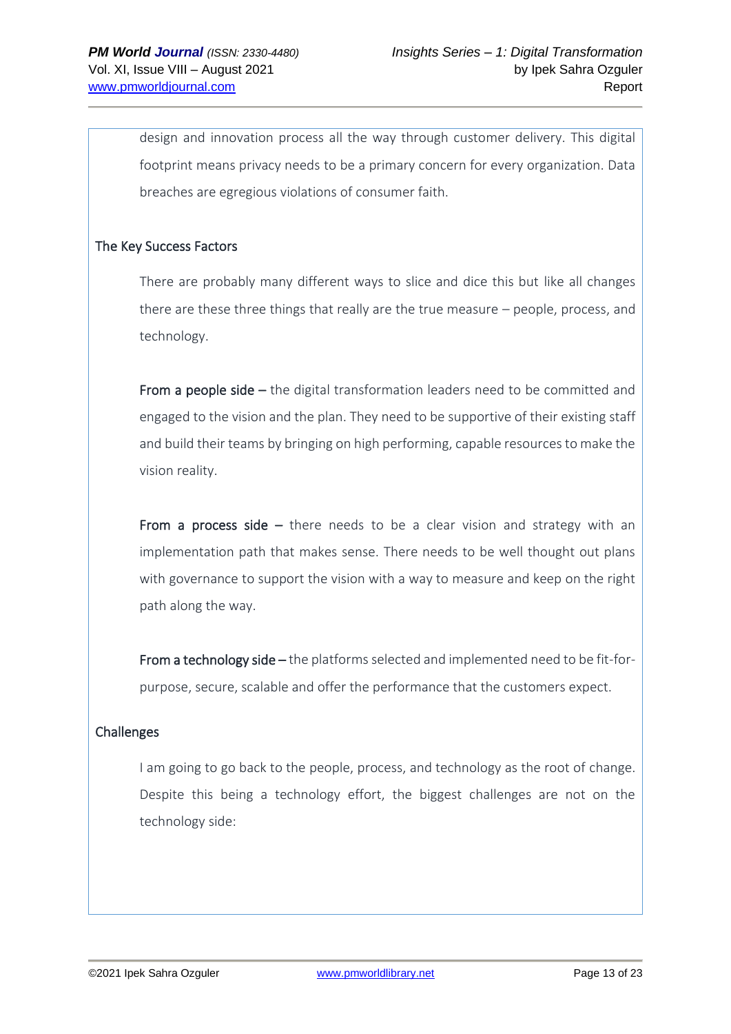design and innovation process all the way through customer delivery. This digital footprint means privacy needs to be a primary concern for every organization. Data breaches are egregious violations of consumer faith.

## The Key Success Factors

There are probably many different ways to slice and dice this but like all changes there are these three things that really are the true measure – people, process, and technology.

**From a people side –** the digital transformation leaders need to be committed and engaged to the vision and the plan. They need to be supportive of their existing staff and build their teams by bringing on high performing, capable resources to make the vision reality.

**From a process side –** there needs to be a clear vision and strategy with an implementation path that makes sense. There needs to be well thought out plans with governance to support the vision with a way to measure and keep on the right path along the way.

**From a technology side –** the platforms selected and implemented need to be fit-for-purpose, secure, scalable and offer the performance that the customers expect.

## Challenges

I am going to go back to the people, process, and technology as the root of change. Despite this being a technology effort, the biggest challenges are not on the technology side: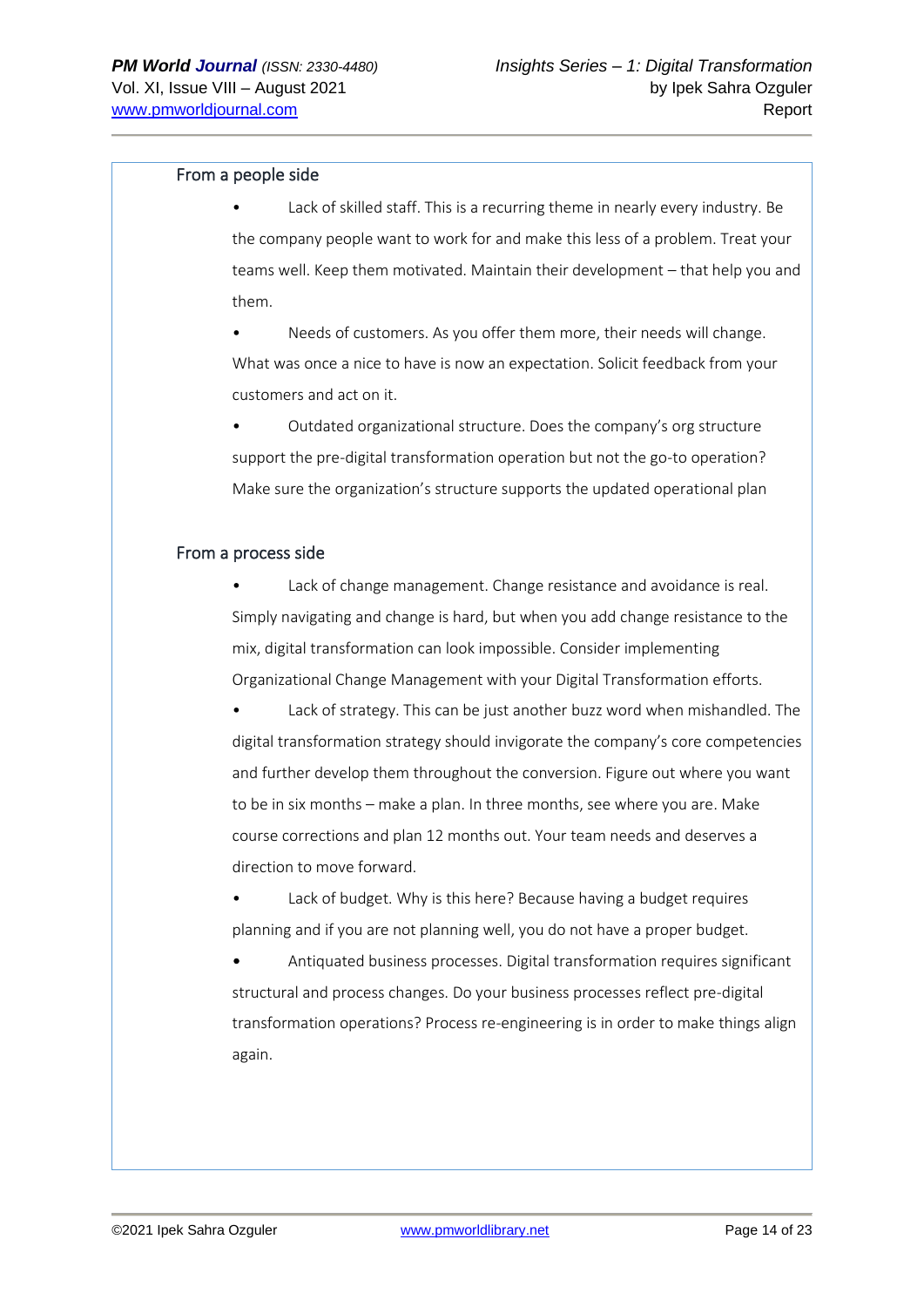From a people side

- Lack of skilled staff. This is a recurring theme in nearly every industry. Be the company people want to work for and make this less of a problem. Treat your teams well. Keep them motivated. Maintain their development – that help you and them.
- Needs of customers. As you offer them more, their needs will change. What was once a nice to have is now an expectation. Solicit feedback from your customers and act on it.
- Outdated organizational structure. Does the company's org structure support the pre-digital transformation operation but not the go-to operation? Make sure the organization's structure supports the updated operational plan

From a process side

- Lack of change management. Change resistance and avoidance is real. Simply navigating and change is hard, but when you add change resistance to the mix, digital transformation can look impossible. Consider implementing Organizational Change Management with your Digital Transformation efforts.
- Lack of strategy. This can be just another buzz word when mishandled. The digital transformation strategy should invigorate the company's core competencies and further develop them throughout the conversion. Figure out where you want to be in six months – make a plan. In three months, see where you are. Make course corrections and plan 12 months out. Your team needs and deserves a direction to move forward.
- Lack of budget. Why is this here? Because having a budget requires planning and if you are not planning well, you do not have a proper budget.
- Antiquated business processes. Digital transformation requires significant structural and process changes. Do your business processes reflect pre-digital transformation operations? Process re-engineering is in order to make things align again.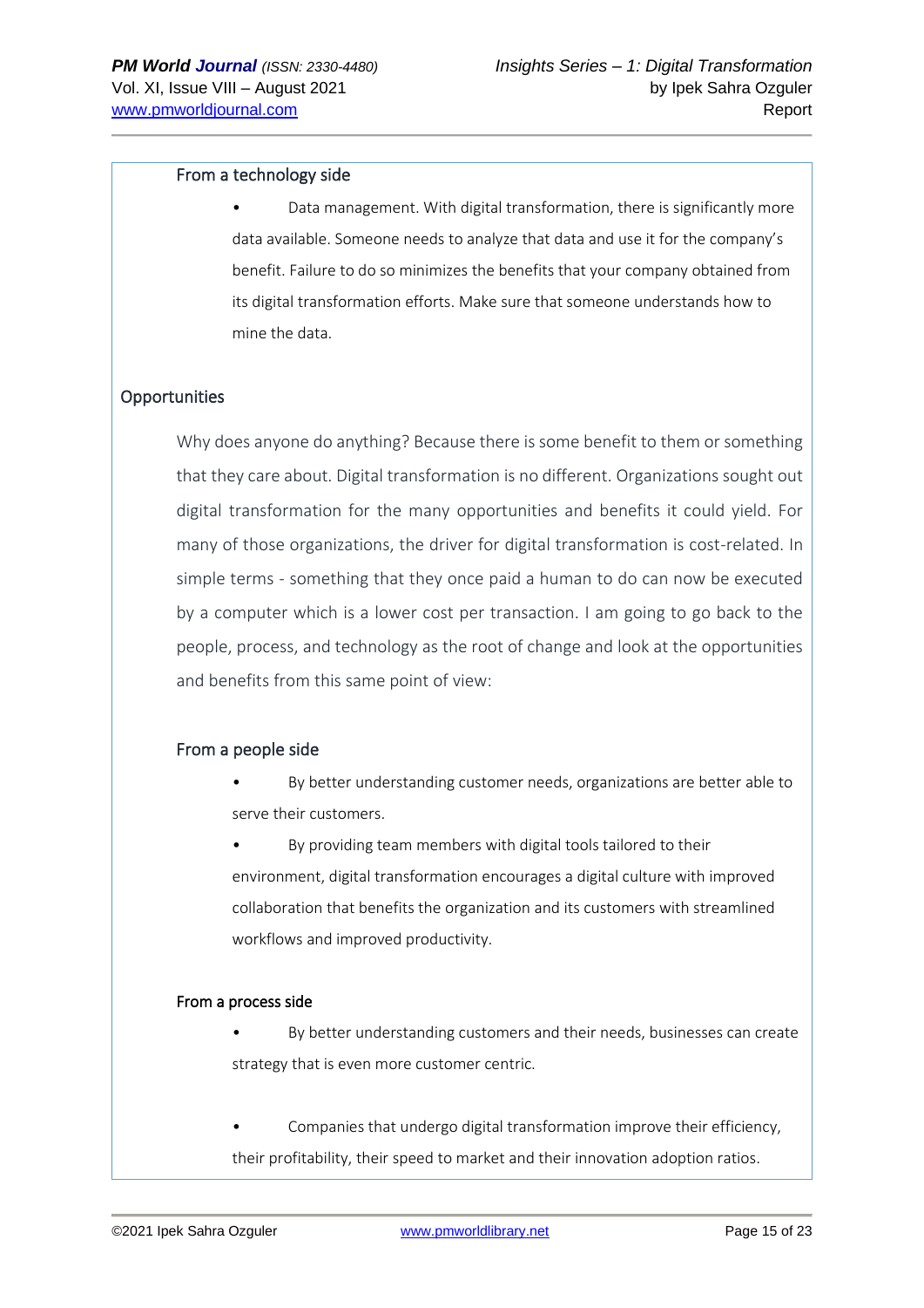#### From a technology side

- Data management. With digital transformation, there is significantly more data available. Someone needs to analyze that data and use it for the company's benefit. Failure to do so minimizes the benefits that your company obtained from its digital transformation efforts. Make sure that someone understands how to mine the data.

### Opportunities

Why does anyone do anything? Because there is some benefit to them or something that they care about. Digital transformation is no different. Organizations sought out digital transformation for the many opportunities and benefits it could yield. For many of those organizations, the driver for digital transformation is cost-related. In simple terms - something that they once paid a human to do can now be executed by a computer which is a lower cost per transaction. I am going to go back to the people, process, and technology as the root of change and look at the opportunities and benefits from this same point of view:

#### From a people side

- By better understanding customer needs, organizations are better able to serve their customers.
- By providing team members with digital tools tailored to their environment, digital transformation encourages a digital culture with improved collaboration that benefits the organization and its customers with streamlined workflows and improved productivity.

#### From a process side

- By better understanding customers and their needs, businesses can create strategy that is even more customer centric.
- Companies that undergo digital transformation improve their efficiency, their profitability, their speed to market and their innovation adoption ratios.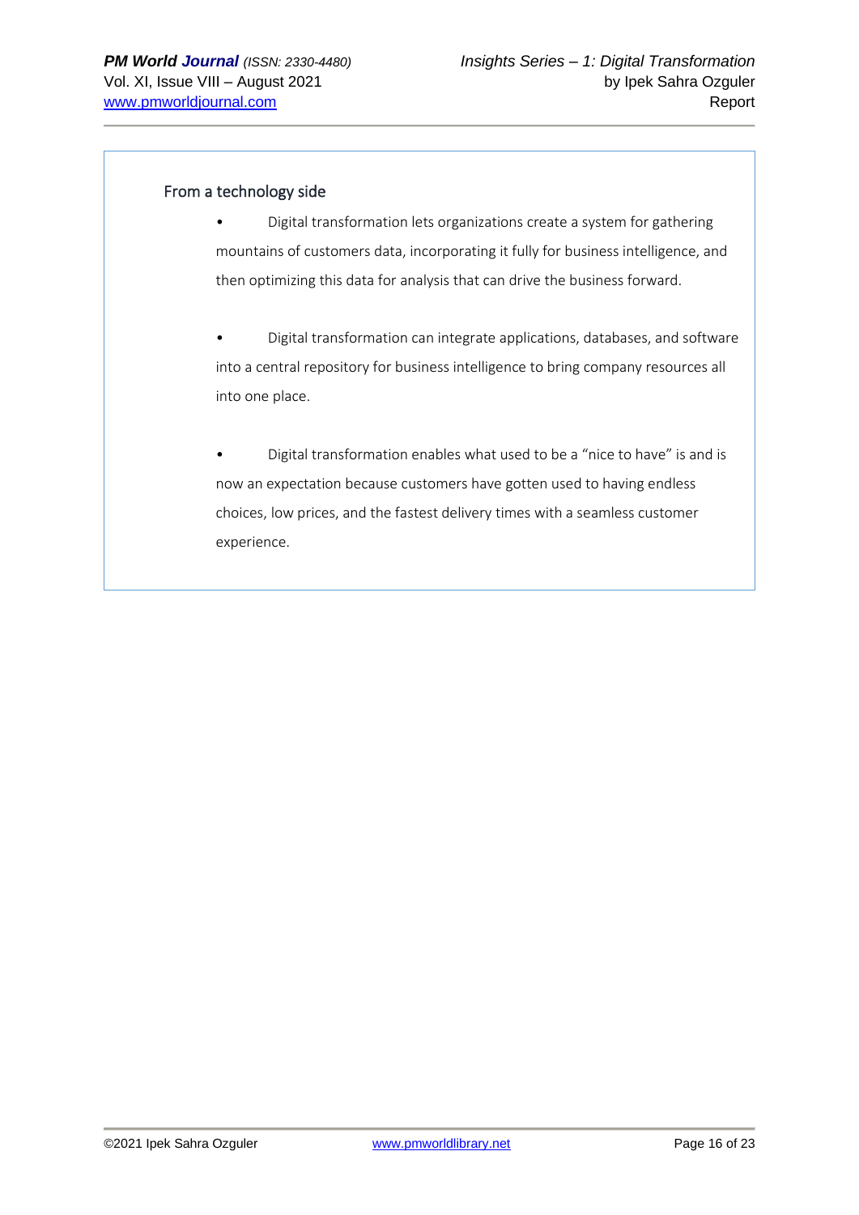### From a technology side

- Digital transformation lets organizations create a system for gathering mountains of customers data, incorporating it fully for business intelligence, and then optimizing this data for analysis that can drive the business forward.

- Digital transformation can integrate applications, databases, and software into a central repository for business intelligence to bring company resources all into one place.

- Digital transformation enables what used to be a “nice to have” is and is now an expectation because customers have gotten used to having endless choices, low prices, and the fastest delivery times with a seamless customer experience.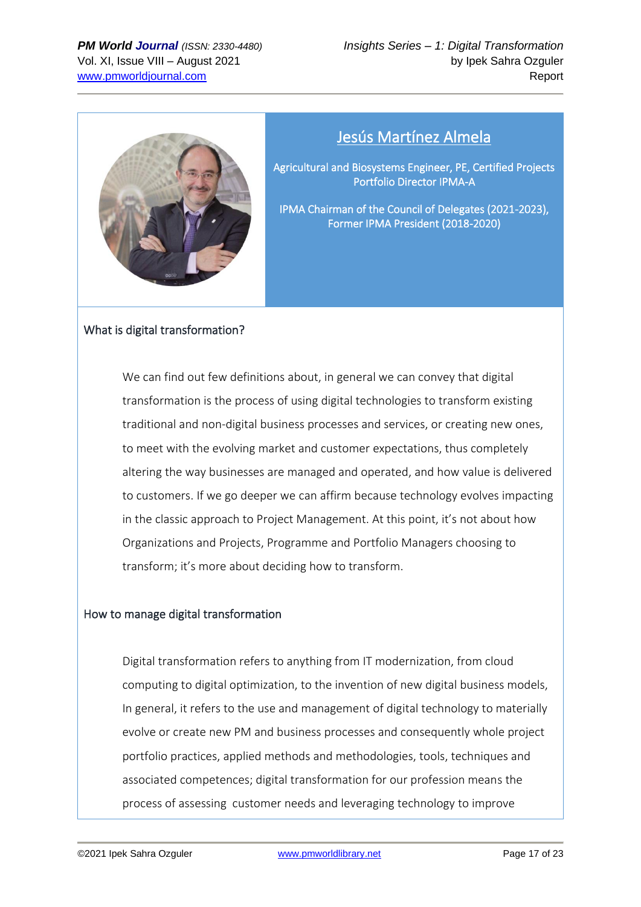## Jesús Martínez Almela

Agricultural and Biosystems Engineer, PE, Certified Projects Portfolio Director IPMA-A

IPMA Chairman of the Council of Delegates (2021-2023), Former IPMA President (2018-2020)

### What is digital transformation?

We can find out few definitions about, in general we can convey that digital transformation is the process of using digital technologies to transform existing traditional and non-digital business processes and services, or creating new ones, to meet with the evolving market and customer expectations, thus completely altering the way businesses are managed and operated, and how value is delivered to customers. If we go deeper we can affirm because technology evolves impacting in the classic approach to Project Management. At this point, it's not about how Organizations and Projects, Programme and Portfolio Managers choosing to transform; it's more about deciding how to transform.

### How to manage digital transformation

Digital transformation refers to anything from IT modernization, from cloud computing to digital optimization, to the invention of new digital business models, In general, it refers to the use and management of digital technology to materially evolve or create new PM and business processes and consequently whole project portfolio practices, applied methods and methodologies, tools, techniques and associated competences; digital transformation for our profession means the process of assessing customer needs and leveraging technology to improve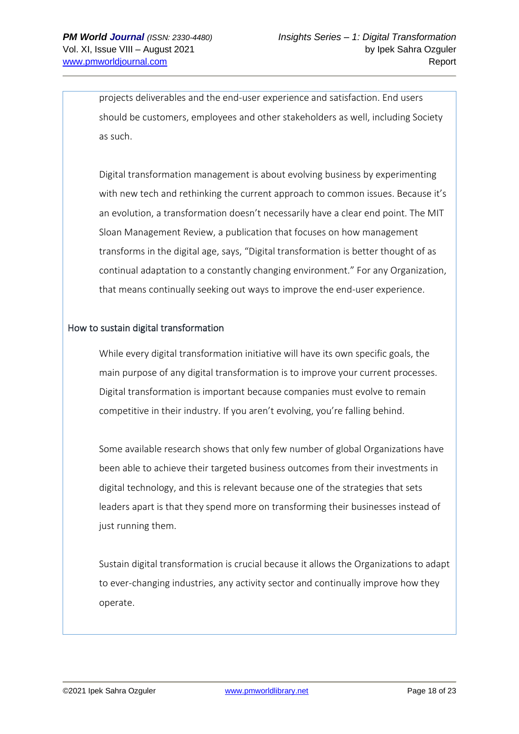projects deliverables and the end-user experience and satisfaction. End users should be customers, employees and other stakeholders as well, including Society as such.

Digital transformation management is about evolving business by experimenting with new tech and rethinking the current approach to common issues. Because it's an evolution, a transformation doesn't necessarily have a clear end point. The MIT Sloan Management Review, a publication that focuses on how management transforms in the digital age, says, "Digital transformation is better thought of as continual adaptation to a constantly changing environment." For any Organization, that means continually seeking out ways to improve the end-user experience.

### How to sustain digital transformation

While every digital transformation initiative will have its own specific goals, the main purpose of any digital transformation is to improve your current processes. Digital transformation is important because companies must evolve to remain competitive in their industry. If you aren't evolving, you're falling behind.

Some available research shows that only few number of global Organizations have been able to achieve their targeted business outcomes from their investments in digital technology, and this is relevant because one of the strategies that sets leaders apart is that they spend more on transforming their businesses instead of just running them.

Sustain digital transformation is crucial because it allows the Organizations to adapt to ever-changing industries, any activity sector and continually improve how they operate.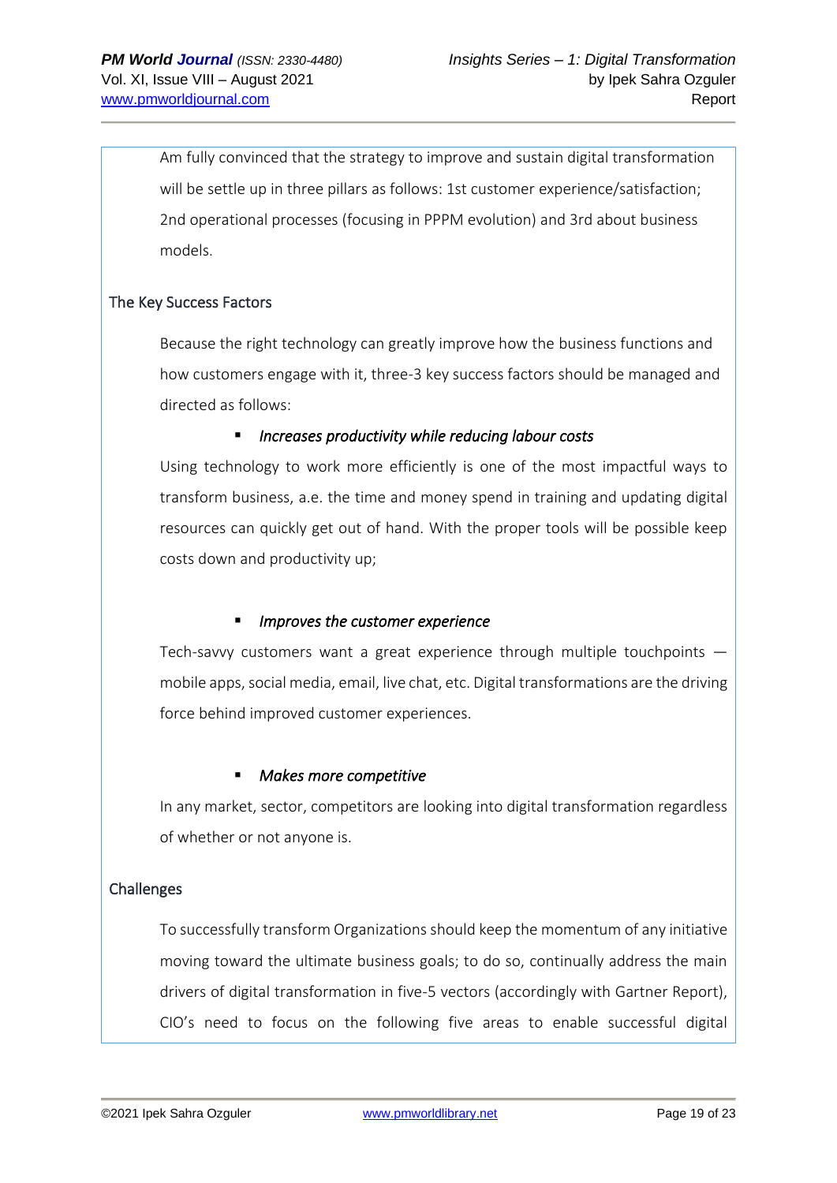Am fully convinced that the strategy to improve and sustain digital transformation will be settle up in three pillars as follows: 1st customer experience/satisfaction; 2nd operational processes (focusing in PPPM evolution) and 3rd about business models.

## The Key Success Factors

Because the right technology can greatly improve how the business functions and how customers engage with it, three-3 key success factors should be managed and directed as follows:

- *Increases productivity while reducing labour costs*

Using technology to work more efficiently is one of the most impactful ways to transform business, a.e. the time and money spend in training and updating digital resources can quickly get out of hand. With the proper tools will be possible keep costs down and productivity up;

- *Improves the customer experience*

Tech-savvy customers want a great experience through multiple touchpoints — mobile apps, social media, email, live chat, etc. Digital transformations are the driving force behind improved customer experiences.

- *Makes more competitive*

In any market, sector, competitors are looking into digital transformation regardless of whether or not anyone is.

## Challenges

To successfully transform Organizations should keep the momentum of any initiative moving toward the ultimate business goals; to do so, continually address the main drivers of digital transformation in five-5 vectors (accordingly with Gartner Report), CIO's need to focus on the following five areas to enable successful digital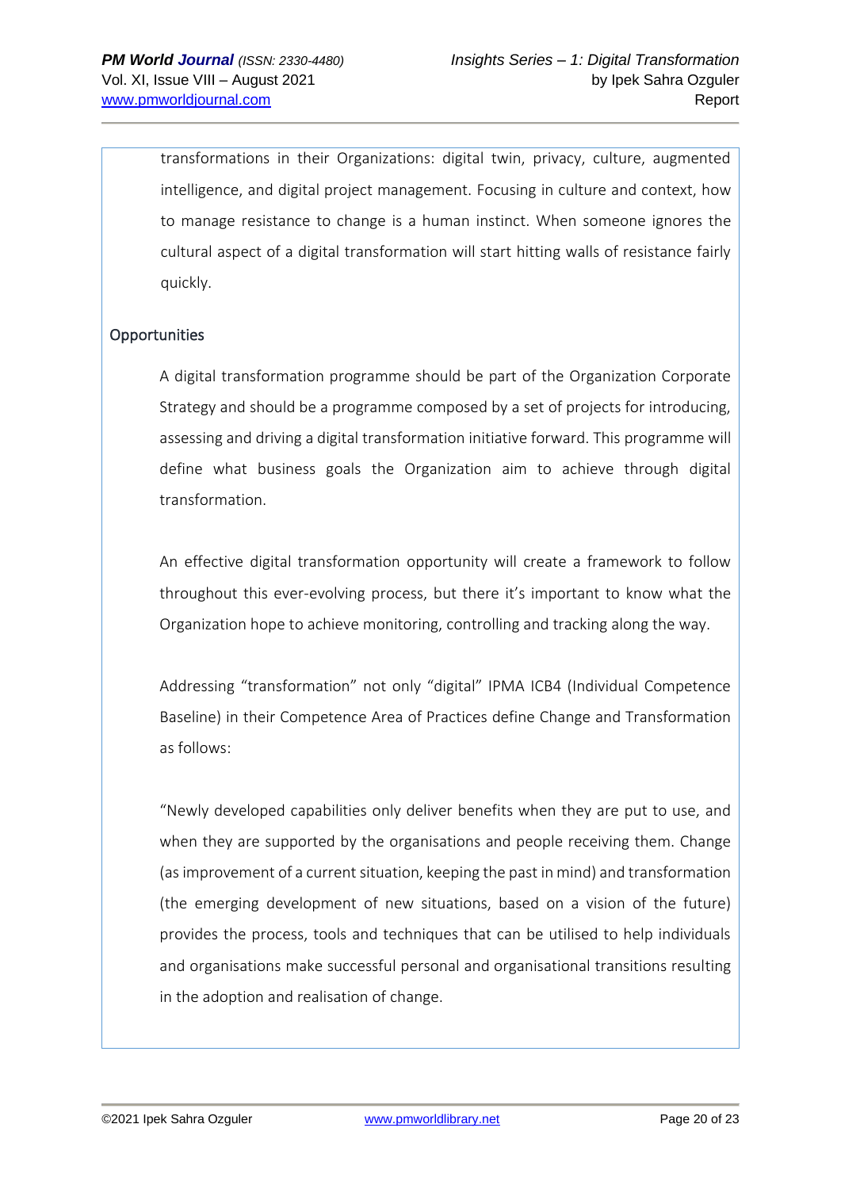transformations in their Organizations: digital twin, privacy, culture, augmented intelligence, and digital project management. Focusing in culture and context, how to manage resistance to change is a human instinct. When someone ignores the cultural aspect of a digital transformation will start hitting walls of resistance fairly quickly.

## Opportunities

A digital transformation programme should be part of the Organization Corporate Strategy and should be a programme composed by a set of projects for introducing, assessing and driving a digital transformation initiative forward. This programme will define what business goals the Organization aim to achieve through digital transformation.

An effective digital transformation opportunity will create a framework to follow throughout this ever-evolving process, but there it's important to know what the Organization hope to achieve monitoring, controlling and tracking along the way.

Addressing "transformation" not only "digital" IPMA ICB4 (Individual Competence Baseline) in their Competence Area of Practices define Change and Transformation as follows:

"Newly developed capabilities only deliver benefits when they are put to use, and when they are supported by the organisations and people receiving them. Change (as improvement of a current situation, keeping the past in mind) and transformation (the emerging development of new situations, based on a vision of the future) provides the process, tools and techniques that can be utilised to help individuals and organisations make successful personal and organisational transitions resulting in the adoption and realisation of change.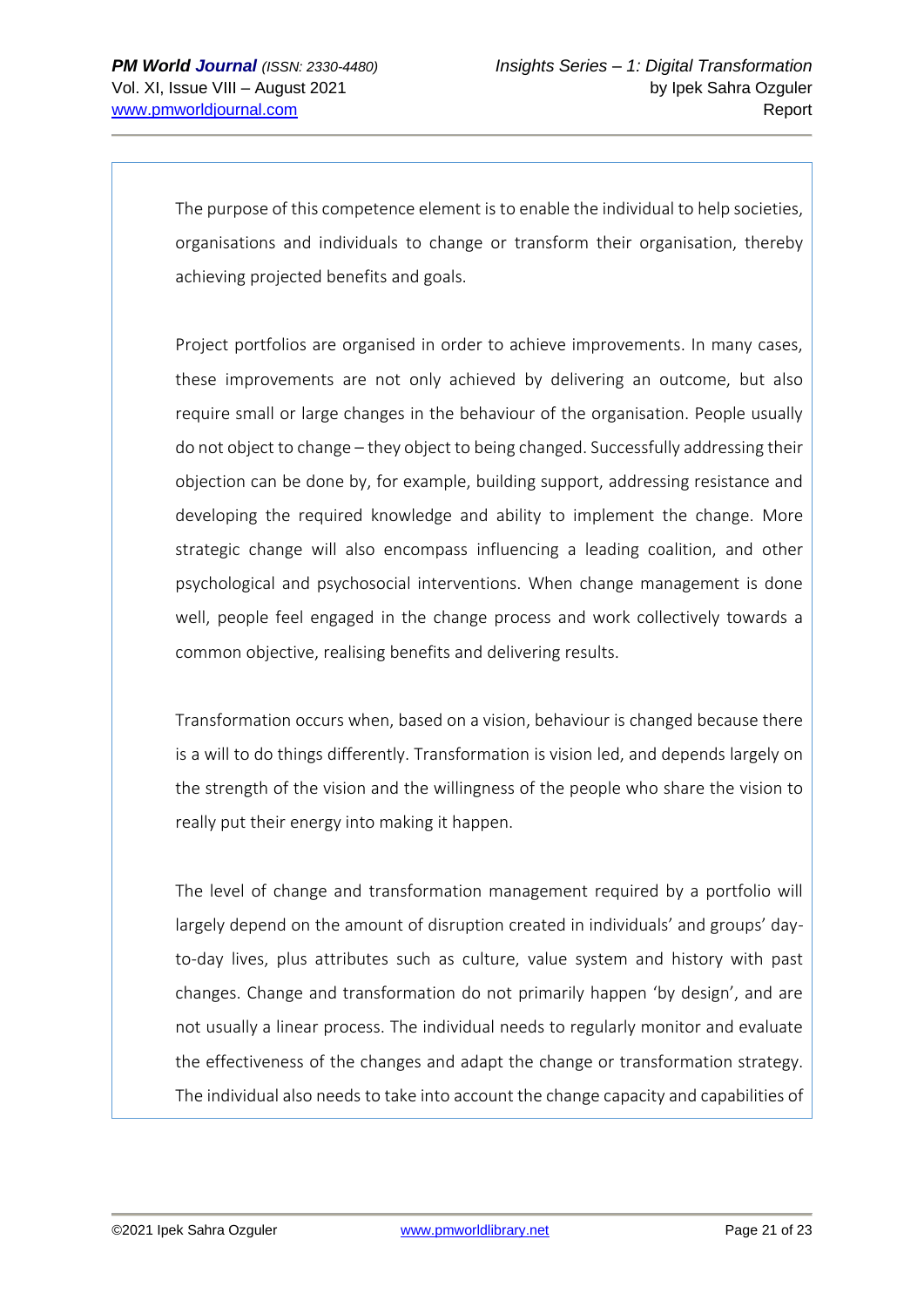The purpose of this competence element is to enable the individual to help societies, organisations and individuals to change or transform their organisation, thereby achieving projected benefits and goals.

Project portfolios are organised in order to achieve improvements. In many cases, these improvements are not only achieved by delivering an outcome, but also require small or large changes in the behaviour of the organisation. People usually do not object to change – they object to being changed. Successfully addressing their objection can be done by, for example, building support, addressing resistance and developing the required knowledge and ability to implement the change. More strategic change will also encompass influencing a leading coalition, and other psychological and psychosocial interventions. When change management is done well, people feel engaged in the change process and work collectively towards a common objective, realising benefits and delivering results.

Transformation occurs when, based on a vision, behaviour is changed because there is a will to do things differently. Transformation is vision led, and depends largely on the strength of the vision and the willingness of the people who share the vision to really put their energy into making it happen.

The level of change and transformation management required by a portfolio will largely depend on the amount of disruption created in individuals' and groups' day-to-day lives, plus attributes such as culture, value system and history with past changes. Change and transformation do not primarily happen 'by design', and are not usually a linear process. The individual needs to regularly monitor and evaluate the effectiveness of the changes and adapt the change or transformation strategy. The individual also needs to take into account the change capacity and capabilities of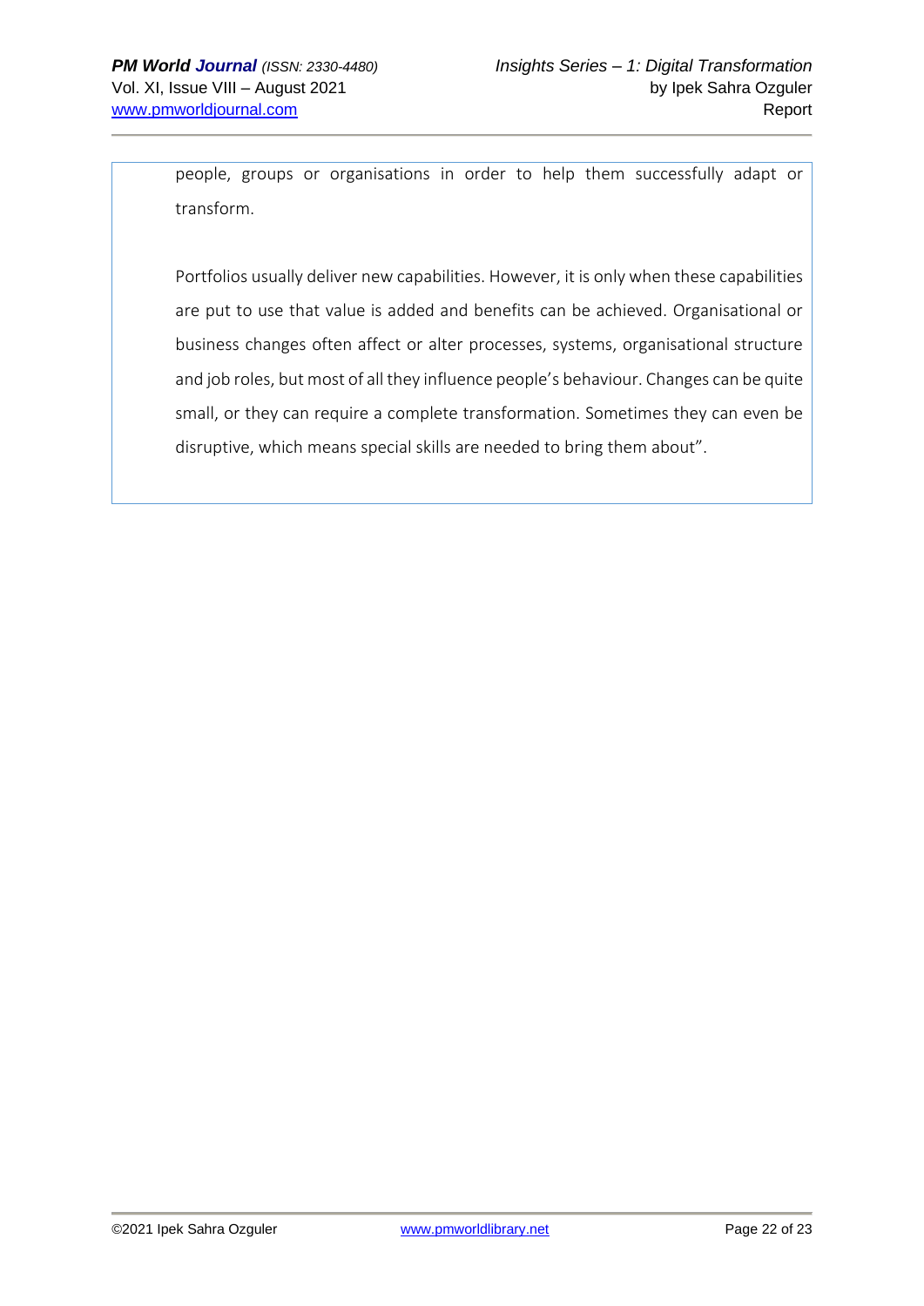people, groups or organisations in order to help them successfully adapt or transform.

Portfolios usually deliver new capabilities. However, it is only when these capabilities are put to use that value is added and benefits can be achieved. Organisational or business changes often affect or alter processes, systems, organisational structure and job roles, but most of all they influence people's behaviour. Changes can be quite small, or they can require a complete transformation. Sometimes they can even be disruptive, which means special skills are needed to bring them about".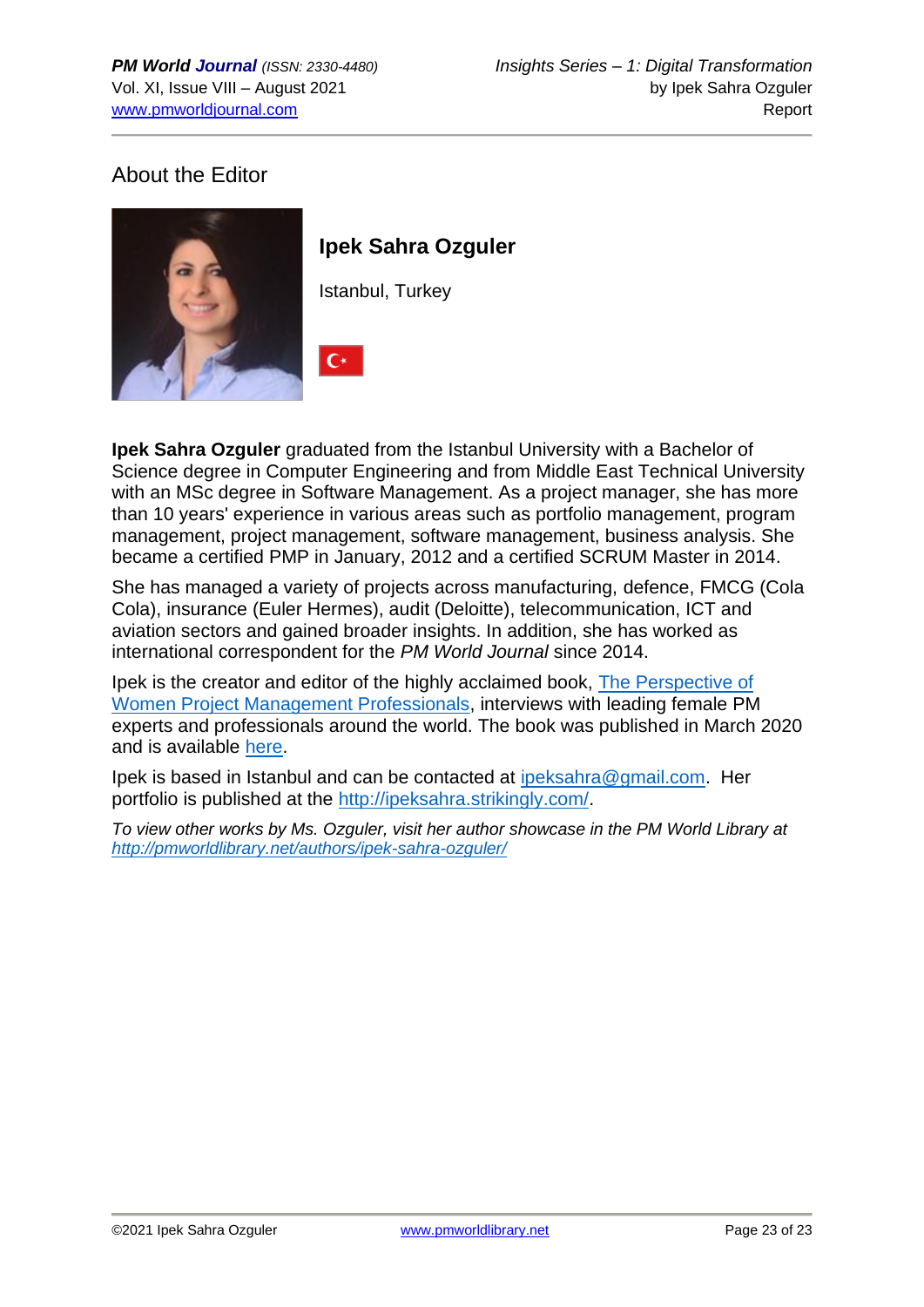## About the Editor

**Ipek Sahra Ozguler**

Istanbul, Turkey

**Ipek Sahra Ozguler** graduated from the Istanbul University with a Bachelor of Science degree in Computer Engineering and from Middle East Technical University with an MSc degree in Software Management. As a project manager, she has more than 10 years' experience in various areas such as portfolio management, program management, project management, software management, business analysis. She became a certified PMP in January, 2012 and a certified SCRUM Master in 2014.

She has managed a variety of projects across manufacturing, defence, FMCG (Cola Cola), insurance (Euler Hermes), audit (Deloitte), telecommunication, ICT and aviation sectors and gained broader insights. In addition, she has worked as international correspondent for the *PM World Journal* since 2014.

Ipek is the creator and editor of the highly acclaimed book, The Perspective of Women Project Management Professionals, interviews with leading female PM experts and professionals around the world. The book was published in March 2020 and is available here.

Ipek is based in Istanbul and can be contacted at ipeksahra@gmail.com. Her portfolio is published at the http://ipeksahra.strikingly.com/.

*To view other works by Ms. Ozguler, visit her author showcase in the PM World Library at http://pmworldlibrary.net/authors/ipek-sahra-ozguler/*